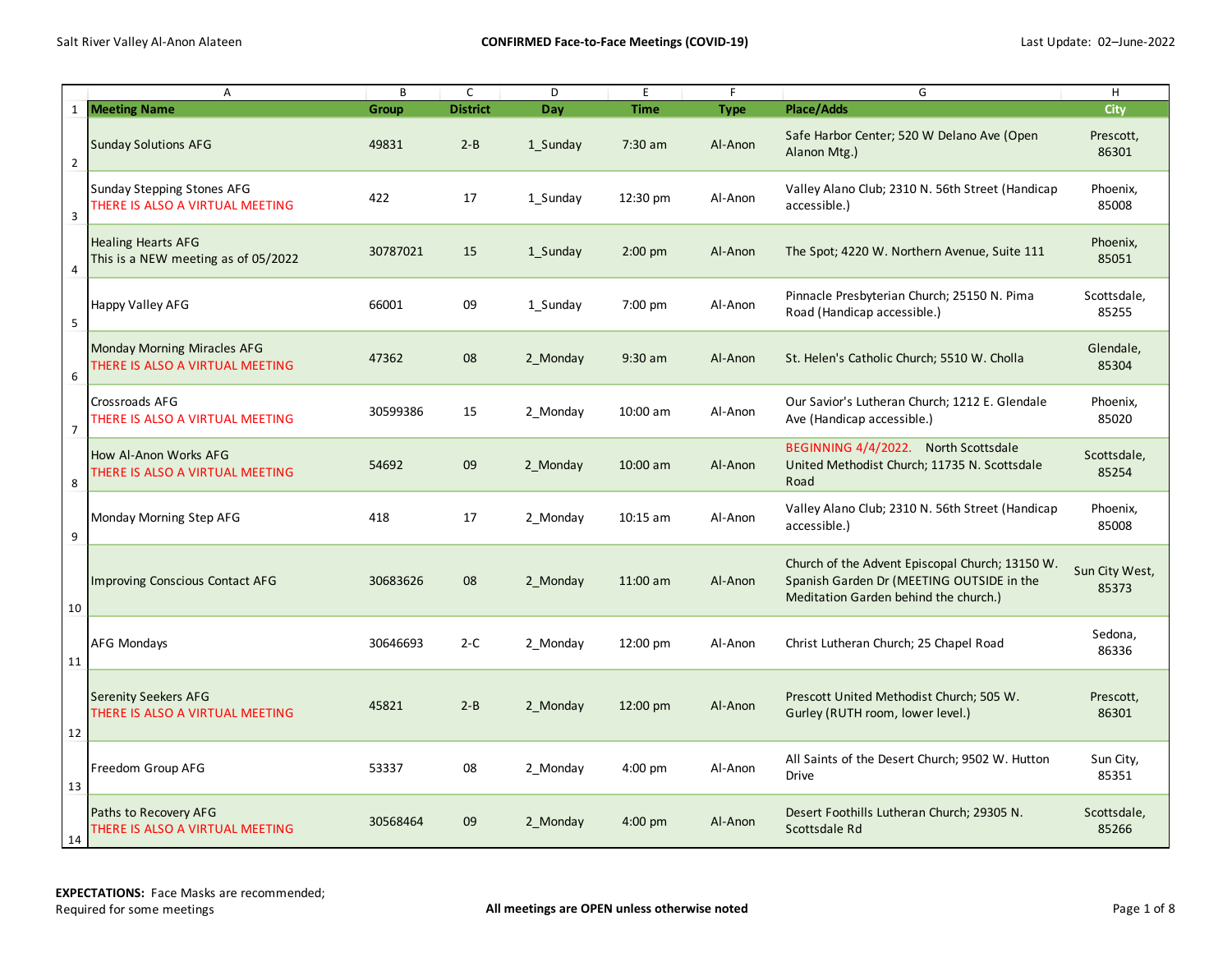Salt River Valley Al-Anon Alateen

**CONFIRMED Face-to-Face Meetings (COVID-19)**

Last Update: 02–June-2022

| | A | B | C | D | E | F | G | H |
|---|---|---|---|---|---|---|---|---|
| 1 | **Meeting Name** | **Group** | **District** | **Day** | **Time** | **Type** | **Place/Adds** | **City** |
| 2 | Sunday Solutions AFG | 49831 | 2-B | 1_Sunday | 7:30 am | Al-Anon | Safe Harbor Center; 520 W Delano Ave (Open Alanon Mtg.) | Prescott, 86301 |
| 3 | Sunday Stepping Stones AFG<br>THERE IS ALSO A VIRTUAL MEETING | 422 | 17 | 1_Sunday | 12:30 pm | Al-Anon | Valley Alano Club; 2310 N. 56th Street (Handicap accessible.) | Phoenix, 85008 |
| 4 | Healing Hearts AFG<br>This is a NEW meeting as of 05/2022 | 30787021 | 15 | 1_Sunday | 2:00 pm | Al-Anon | The Spot; 4220 W. Northern Avenue, Suite 111 | Phoenix, 85051 |
| 5 | Happy Valley AFG | 66001 | 09 | 1_Sunday | 7:00 pm | Al-Anon | Pinnacle Presbyterian Church; 25150 N. Pima Road (Handicap accessible.) | Scottsdale, 85255 |
| 6 | Monday Morning Miracles AFG<br>THERE IS ALSO A VIRTUAL MEETING | 47362 | 08 | 2_Monday | 9:30 am | Al-Anon | St. Helen's Catholic Church; 5510 W. Cholla | Glendale, 85304 |
| 7 | Crossroads AFG<br>THERE IS ALSO A VIRTUAL MEETING | 30599386 | 15 | 2_Monday | 10:00 am | Al-Anon | Our Savior's Lutheran Church; 1212 E. Glendale Ave (Handicap accessible.) | Phoenix, 85020 |
| 8 | How Al-Anon Works AFG<br>THERE IS ALSO A VIRTUAL MEETING | 54692 | 09 | 2_Monday | 10:00 am | Al-Anon | BEGINNING 4/4/2022. North Scottsdale United Methodist Church; 11735 N. Scottsdale Road | Scottsdale, 85254 |
| 9 | Monday Morning Step AFG | 418 | 17 | 2_Monday | 10:15 am | Al-Anon | Valley Alano Club; 2310 N. 56th Street (Handicap accessible.) | Phoenix, 85008 |
| 10 | Improving Conscious Contact AFG | 30683626 | 08 | 2_Monday | 11:00 am | Al-Anon | Church of the Advent Episcopal Church; 13150 W. Spanish Garden Dr (MEETING OUTSIDE in the Meditation Garden behind the church.) | Sun City West, 85373 |
| 11 | AFG Mondays | 30646693 | 2-C | 2_Monday | 12:00 pm | Al-Anon | Christ Lutheran Church; 25 Chapel Road | Sedona, 86336 |
| 12 | Serenity Seekers AFG<br>THERE IS ALSO A VIRTUAL MEETING | 45821 | 2-B | 2_Monday | 12:00 pm | Al-Anon | Prescott United Methodist Church; 505 W. Gurley (RUTH room, lower level.) | Prescott, 86301 |
| 13 | Freedom Group AFG | 53337 | 08 | 2_Monday | 4:00 pm | Al-Anon | All Saints of the Desert Church; 9502 W. Hutton Drive | Sun City, 85351 |
| 14 | Paths to Recovery AFG<br>THERE IS ALSO A VIRTUAL MEETING | 30568464 | 09 | 2_Monday | 4:00 pm | Al-Anon | Desert Foothills Lutheran Church; 29305 N. Scottsdale Rd | Scottsdale, 85266 |

**EXPECTATIONS:** Face Masks are recommended; Required for some meetings

**All meetings are OPEN unless otherwise noted**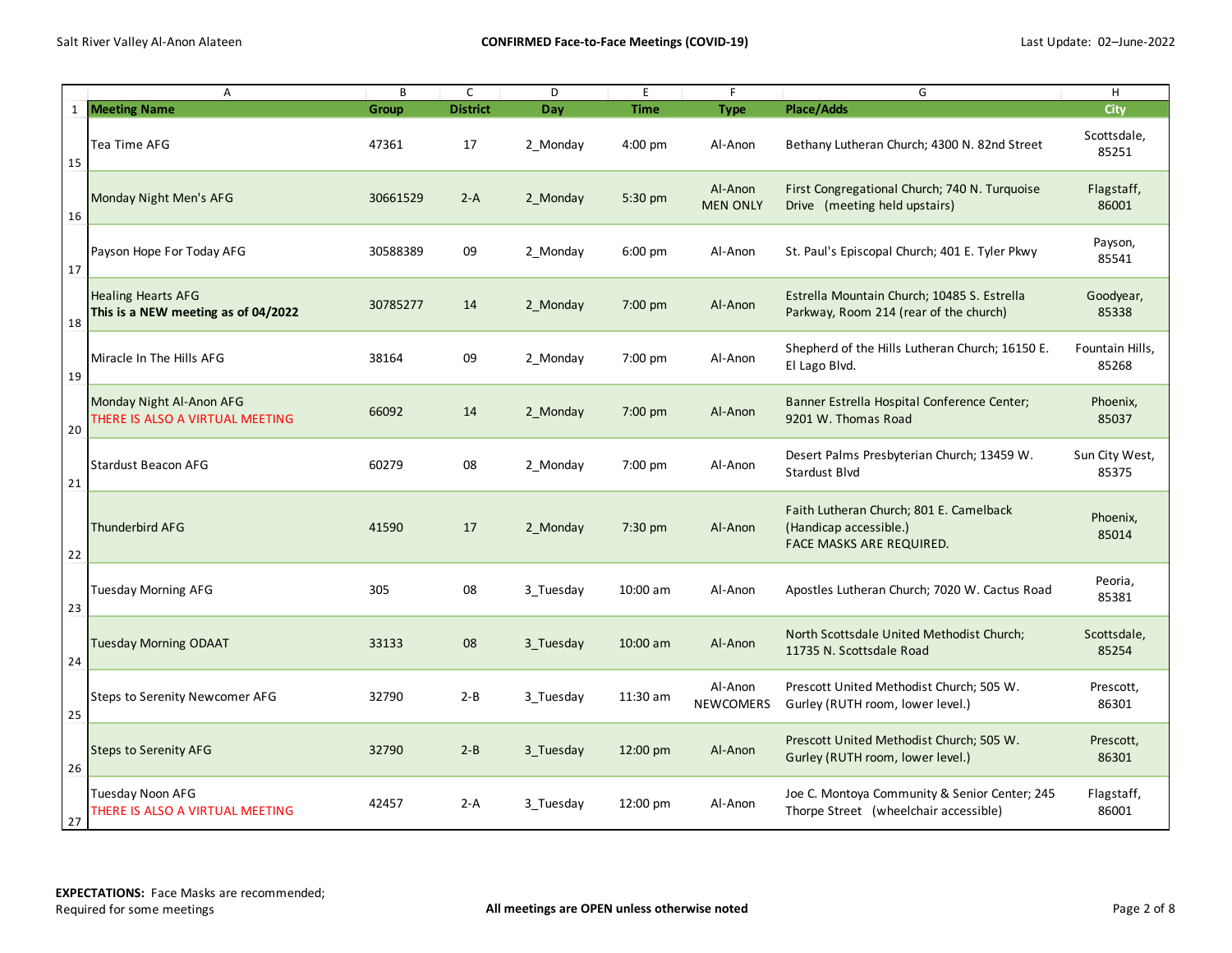| A | B | C | D | E | F | G | H |
|---|---|---|---|---|---|---|---|
| **Meeting Name** | **Group** | **District** | **Day** | **Time** | **Type** | **Place/Adds** | **City** |
| Tea Time AFG | 47361 | 17 | 2_Monday | 4:00 pm | Al-Anon | Bethany Lutheran Church; 4300 N. 82nd Street | Scottsdale, 85251 |
| Monday Night Men's AFG | 30661529 | 2-A | 2_Monday | 5:30 pm | Al-Anon MEN ONLY | First Congregational Church; 740 N. Turquoise Drive (meeting held upstairs) | Flagstaff, 86001 |
| Payson Hope For Today AFG | 30588389 | 09 | 2_Monday | 6:00 pm | Al-Anon | St. Paul's Episcopal Church; 401 E. Tyler Pkwy | Payson, 85541 |
| Healing Hearts AFG **This is a NEW meeting as of 04/2022** | 30785277 | 14 | 2_Monday | 7:00 pm | Al-Anon | Estrella Mountain Church; 10485 S. Estrella Parkway, Room 214 (rear of the church) | Goodyear, 85338 |
| Miracle In The Hills AFG | 38164 | 09 | 2_Monday | 7:00 pm | Al-Anon | Shepherd of the Hills Lutheran Church; 16150 E. El Lago Blvd. | Fountain Hills, 85268 |
| Monday Night Al-Anon AFG THERE IS ALSO A VIRTUAL MEETING | 66092 | 14 | 2_Monday | 7:00 pm | Al-Anon | Banner Estrella Hospital Conference Center; 9201 W. Thomas Road | Phoenix, 85037 |
| Stardust Beacon AFG | 60279 | 08 | 2_Monday | 7:00 pm | Al-Anon | Desert Palms Presbyterian Church; 13459 W. Stardust Blvd | Sun City West, 85375 |
| Thunderbird AFG | 41590 | 17 | 2_Monday | 7:30 pm | Al-Anon | Faith Lutheran Church; 801 E. Camelback (Handicap accessible.) FACE MASKS ARE REQUIRED. | Phoenix, 85014 |
| Tuesday Morning AFG | 305 | 08 | 3_Tuesday | 10:00 am | Al-Anon | Apostles Lutheran Church; 7020 W. Cactus Road | Peoria, 85381 |
| Tuesday Morning ODAAT | 33133 | 08 | 3_Tuesday | 10:00 am | Al-Anon | North Scottsdale United Methodist Church; 11735 N. Scottsdale Road | Scottsdale, 85254 |
| Steps to Serenity Newcomer AFG | 32790 | 2-B | 3_Tuesday | 11:30 am | Al-Anon NEWCOMERS | Prescott United Methodist Church; 505 W. Gurley (RUTH room, lower level.) | Prescott, 86301 |
| Steps to Serenity AFG | 32790 | 2-B | 3_Tuesday | 12:00 pm | Al-Anon | Prescott United Methodist Church; 505 W. Gurley (RUTH room, lower level.) | Prescott, 86301 |
| Tuesday Noon AFG THERE IS ALSO A VIRTUAL MEETING | 42457 | 2-A | 3_Tuesday | 12:00 pm | Al-Anon | Joe C. Montoya Community & Senior Center; 245 Thorpe Street (wheelchair accessible) | Flagstaff, 86001 |

**EXPECTATIONS:** Face Masks are recommended; Required for some meetings

**All meetings are OPEN unless otherwise noted**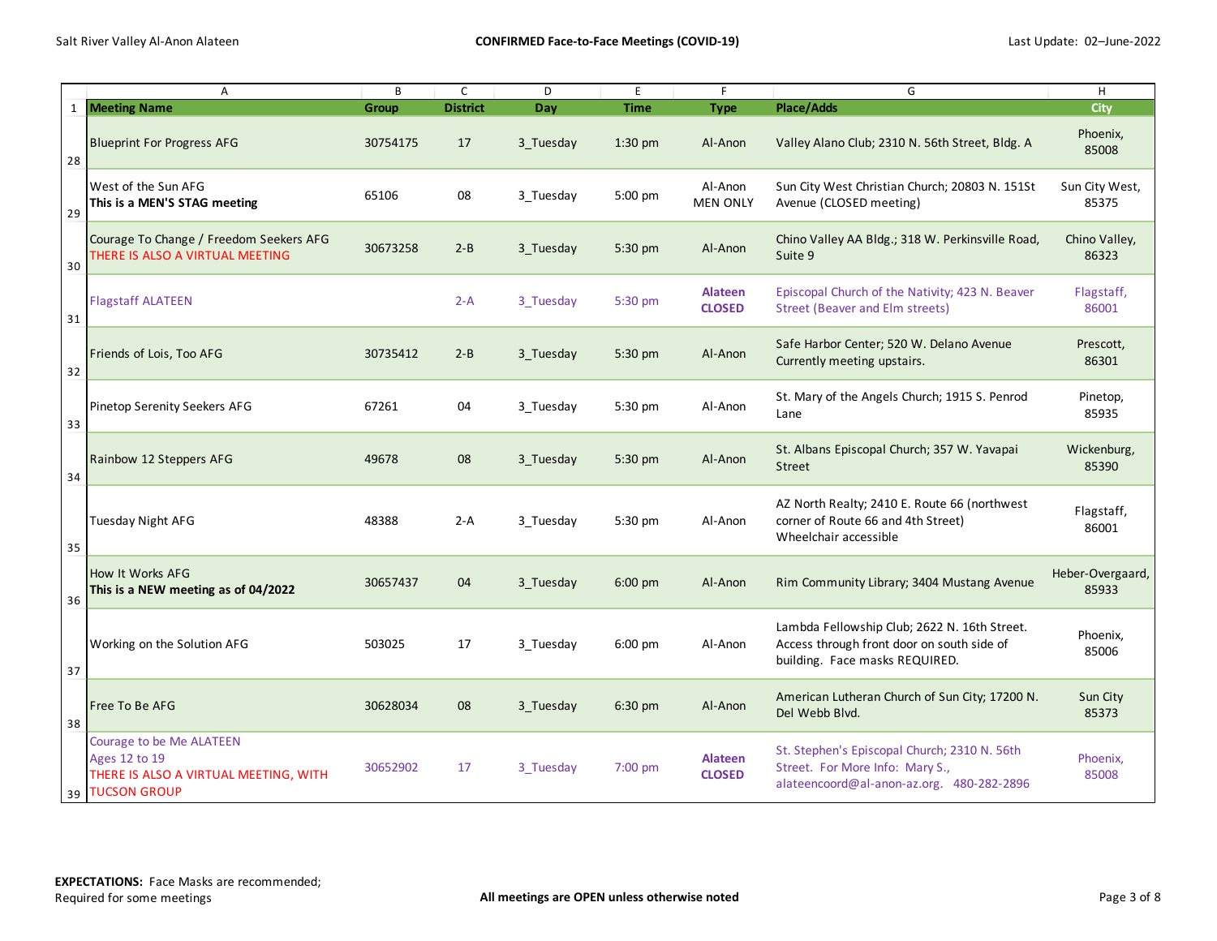**CONFIRMED Face-to-Face Meetings (COVID-19)**

| | A | B | C | D | E | F | G | H |
|---|---|---|---|---|---|---|---|---|
| 1 | **Meeting Name** | **Group** | **District** | **Day** | **Time** | **Type** | **Place/Adds** | **City** |
| 28 | Blueprint For Progress AFG | 30754175 | 17 | 3_Tuesday | 1:30 pm | Al-Anon | Valley Alano Club; 2310 N. 56th Street, Bldg. A | Phoenix, 85008 |
| 29 | West of the Sun AFG **This is a MEN'S STAG meeting** | 65106 | 08 | 3_Tuesday | 5:00 pm | Al-Anon MEN ONLY | Sun City West Christian Church; 20803 N. 151St Avenue (CLOSED meeting) | Sun City West, 85375 |
| 30 | Courage To Change / Freedom Seekers AFG THERE IS ALSO A VIRTUAL MEETING | 30673258 | 2-B | 3_Tuesday | 5:30 pm | Al-Anon | Chino Valley AA Bldg.; 318 W. Perkinsville Road, Suite 9 | Chino Valley, 86323 |
| 31 | Flagstaff ALATEEN | | 2-A | 3_Tuesday | 5:30 pm | **Alateen CLOSED** | Episcopal Church of the Nativity; 423 N. Beaver Street (Beaver and Elm streets) | Flagstaff, 86001 |
| 32 | Friends of Lois, Too AFG | 30735412 | 2-B | 3_Tuesday | 5:30 pm | Al-Anon | Safe Harbor Center; 520 W. Delano Avenue Currently meeting upstairs. | Prescott, 86301 |
| 33 | Pinetop Serenity Seekers AFG | 67261 | 04 | 3_Tuesday | 5:30 pm | Al-Anon | St. Mary of the Angels Church; 1915 S. Penrod Lane | Pinetop, 85935 |
| 34 | Rainbow 12 Steppers AFG | 49678 | 08 | 3_Tuesday | 5:30 pm | Al-Anon | St. Albans Episcopal Church; 357 W. Yavapai Street | Wickenburg, 85390 |
| 35 | Tuesday Night AFG | 48388 | 2-A | 3_Tuesday | 5:30 pm | Al-Anon | AZ North Realty; 2410 E. Route 66 (northwest corner of Route 66 and 4th Street) Wheelchair accessible | Flagstaff, 86001 |
| 36 | How It Works AFG **This is a NEW meeting as of 04/2022** | 30657437 | 04 | 3_Tuesday | 6:00 pm | Al-Anon | Rim Community Library; 3404 Mustang Avenue | Heber-Overgaard, 85933 |
| 37 | Working on the Solution AFG | 503025 | 17 | 3_Tuesday | 6:00 pm | Al-Anon | Lambda Fellowship Club; 2622 N. 16th Street. Access through front door on south side of building. Face masks REQUIRED. | Phoenix, 85006 |
| 38 | Free To Be AFG | 30628034 | 08 | 3_Tuesday | 6:30 pm | Al-Anon | American Lutheran Church of Sun City; 17200 N. Del Webb Blvd. | Sun City 85373 |
| 39 | Courage to be Me ALATEEN Ages 12 to 19 THERE IS ALSO A VIRTUAL MEETING, WITH TUCSON GROUP | 30652902 | 17 | 3_Tuesday | 7:00 pm | **Alateen CLOSED** | St. Stephen's Episcopal Church; 2310 N. 56th Street. For More Info: Mary S., alateencoord@al-anon-az.org. 480-282-2896 | Phoenix, 85008 |

**EXPECTATIONS:** Face Masks are recommended; Required for some meetings

**All meetings are OPEN unless otherwise noted**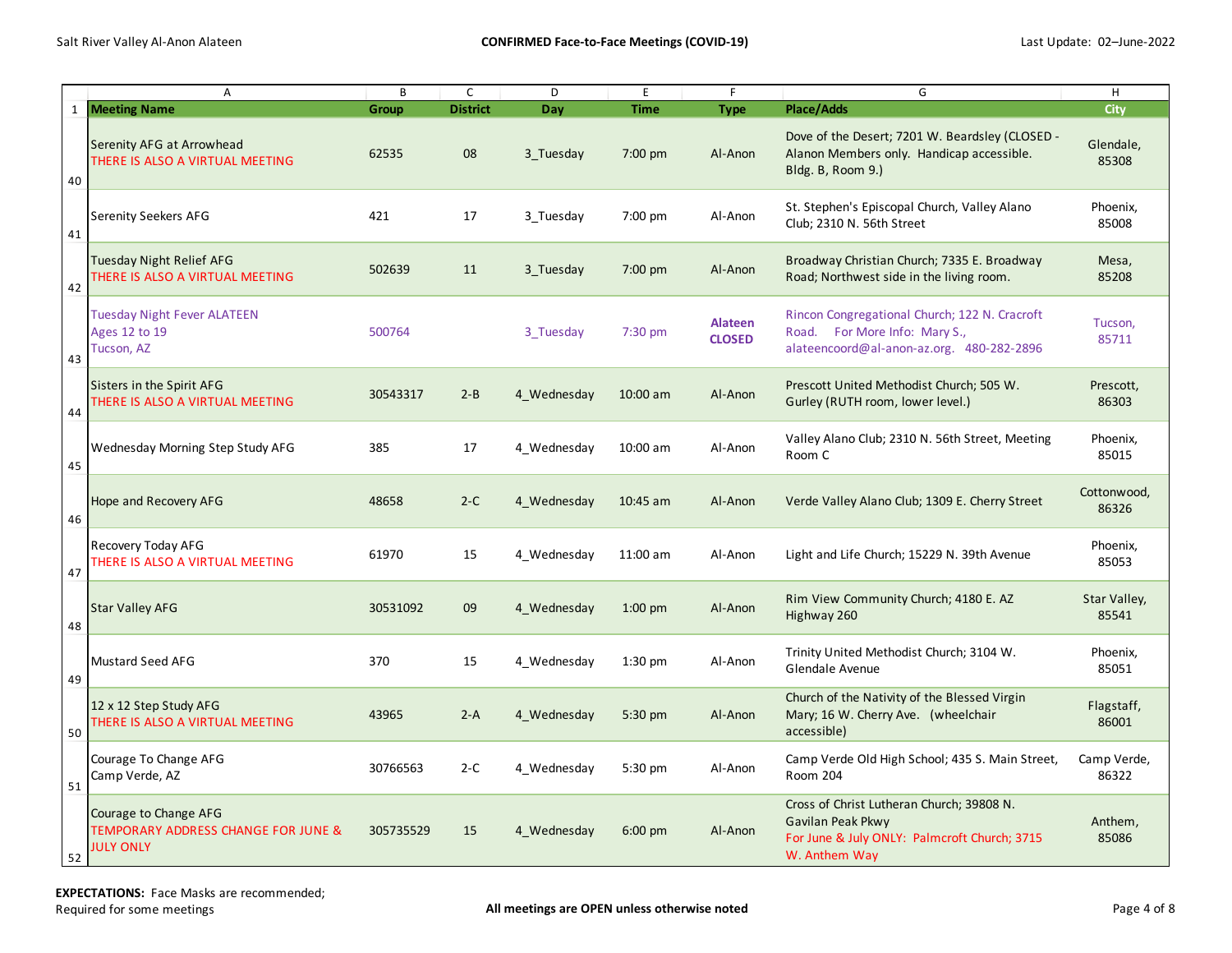| | A | B | C | D | E | F | G | H |
|---|---|---|---|---|---|---|---|---|
| 1 | **Meeting Name** | **Group** | **District** | **Day** | **Time** | **Type** | **Place/Adds** | **City** |
| 40 | Serenity AFG at Arrowhead<br>THERE IS ALSO A VIRTUAL MEETING | 62535 | 08 | 3_Tuesday | 7:00 pm | Al-Anon | Dove of the Desert; 7201 W. Beardsley (CLOSED - Alanon Members only. Handicap accessible. Bldg. B, Room 9.) | Glendale, 85308 |
| 41 | Serenity Seekers AFG | 421 | 17 | 3_Tuesday | 7:00 pm | Al-Anon | St. Stephen's Episcopal Church, Valley Alano Club; 2310 N. 56th Street | Phoenix, 85008 |
| 42 | Tuesday Night Relief AFG<br>THERE IS ALSO A VIRTUAL MEETING | 502639 | 11 | 3_Tuesday | 7:00 pm | Al-Anon | Broadway Christian Church; 7335 E. Broadway Road; Northwest side in the living room. | Mesa, 85208 |
| 43 | Tuesday Night Fever ALATEEN<br>Ages 12 to 19<br>Tucson, AZ | 500764 | | 3_Tuesday | 7:30 pm | **Alateen CLOSED** | Rincon Congregational Church; 122 N. Cracroft Road. For More Info: Mary S., alateencoord@al-anon-az.org. 480-282-2896 | Tucson, 85711 |
| 44 | Sisters in the Spirit AFG<br>THERE IS ALSO A VIRTUAL MEETING | 30543317 | 2-B | 4_Wednesday | 10:00 am | Al-Anon | Prescott United Methodist Church; 505 W. Gurley (RUTH room, lower level.) | Prescott, 86303 |
| 45 | Wednesday Morning Step Study AFG | 385 | 17 | 4_Wednesday | 10:00 am | Al-Anon | Valley Alano Club; 2310 N. 56th Street, Meeting Room C | Phoenix, 85015 |
| 46 | Hope and Recovery AFG | 48658 | 2-C | 4_Wednesday | 10:45 am | Al-Anon | Verde Valley Alano Club; 1309 E. Cherry Street | Cottonwood, 86326 |
| 47 | Recovery Today AFG<br>THERE IS ALSO A VIRTUAL MEETING | 61970 | 15 | 4_Wednesday | 11:00 am | Al-Anon | Light and Life Church; 15229 N. 39th Avenue | Phoenix, 85053 |
| 48 | Star Valley AFG | 30531092 | 09 | 4_Wednesday | 1:00 pm | Al-Anon | Rim View Community Church; 4180 E. AZ Highway 260 | Star Valley, 85541 |
| 49 | Mustard Seed AFG | 370 | 15 | 4_Wednesday | 1:30 pm | Al-Anon | Trinity United Methodist Church; 3104 W. Glendale Avenue | Phoenix, 85051 |
| 50 | 12 x 12 Step Study AFG<br>THERE IS ALSO A VIRTUAL MEETING | 43965 | 2-A | 4_Wednesday | 5:30 pm | Al-Anon | Church of the Nativity of the Blessed Virgin Mary; 16 W. Cherry Ave. (wheelchair accessible) | Flagstaff, 86001 |
| 51 | Courage To Change AFG<br>Camp Verde, AZ | 30766563 | 2-C | 4_Wednesday | 5:30 pm | Al-Anon | Camp Verde Old High School; 435 S. Main Street, Room 204 | Camp Verde, 86322 |
| 52 | Courage to Change AFG<br>TEMPORARY ADDRESS CHANGE FOR JUNE & JULY ONLY | 305735529 | 15 | 4_Wednesday | 6:00 pm | Al-Anon | Cross of Christ Lutheran Church; 39808 N. Gavilan Peak Pkwy<br>For June & July ONLY: Palmcroft Church; 3715 W. Anthem Way | Anthem, 85086 |

**EXPECTATIONS:** Face Masks are recommended; Required for some meetings

**All meetings are OPEN unless otherwise noted**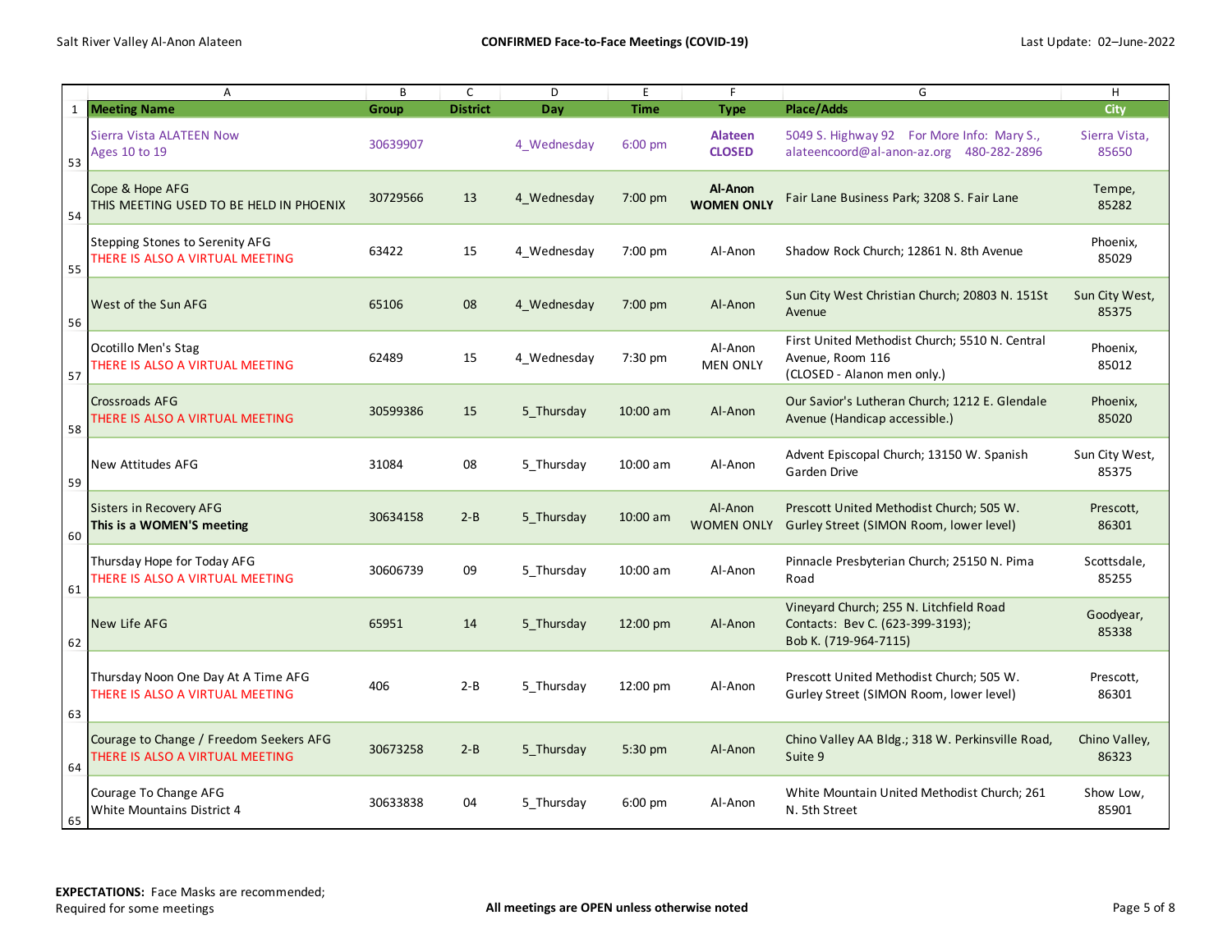| | A | B | C | D | E | F | G | H |
|---|---|---|---|---|---|---|---|---|
| 1 | **Meeting Name** | **Group** | **District** | **Day** | **Time** | **Type** | **Place/Adds** | **City** |
| 53 | Sierra Vista ALATEEN Now<br>Ages 10 to 19 | 30639907 | | 4_Wednesday | 6:00 pm | **Alateen CLOSED** | 5049 S. Highway 92 For More Info: Mary S., alateencoord@al-anon-az.org 480-282-2896 | Sierra Vista, 85650 |
| 54 | Cope & Hope AFG<br>THIS MEETING USED TO BE HELD IN PHOENIX | 30729566 | 13 | 4_Wednesday | 7:00 pm | **Al-Anon WOMEN ONLY** | Fair Lane Business Park; 3208 S. Fair Lane | Tempe, 85282 |
| 55 | Stepping Stones to Serenity AFG<br>THERE IS ALSO A VIRTUAL MEETING | 63422 | 15 | 4_Wednesday | 7:00 pm | Al-Anon | Shadow Rock Church; 12861 N. 8th Avenue | Phoenix, 85029 |
| 56 | West of the Sun AFG | 65106 | 08 | 4_Wednesday | 7:00 pm | Al-Anon | Sun City West Christian Church; 20803 N. 151St Avenue | Sun City West, 85375 |
| 57 | Ocotillo Men's Stag<br>THERE IS ALSO A VIRTUAL MEETING | 62489 | 15 | 4_Wednesday | 7:30 pm | Al-Anon MEN ONLY | First United Methodist Church; 5510 N. Central Avenue, Room 116<br>(CLOSED - Alanon men only.) | Phoenix, 85012 |
| 58 | Crossroads AFG<br>THERE IS ALSO A VIRTUAL MEETING | 30599386 | 15 | 5_Thursday | 10:00 am | Al-Anon | Our Savior's Lutheran Church; 1212 E. Glendale Avenue (Handicap accessible.) | Phoenix, 85020 |
| 59 | New Attitudes AFG | 31084 | 08 | 5_Thursday | 10:00 am | Al-Anon | Advent Episcopal Church; 13150 W. Spanish Garden Drive | Sun City West, 85375 |
| 60 | Sisters in Recovery AFG<br>**This is a WOMEN'S meeting** | 30634158 | 2-B | 5_Thursday | 10:00 am | Al-Anon WOMEN ONLY | Prescott United Methodist Church; 505 W. Gurley Street (SIMON Room, lower level) | Prescott, 86301 |
| 61 | Thursday Hope for Today AFG<br>THERE IS ALSO A VIRTUAL MEETING | 30606739 | 09 | 5_Thursday | 10:00 am | Al-Anon | Pinnacle Presbyterian Church; 25150 N. Pima Road | Scottsdale, 85255 |
| 62 | New Life AFG | 65951 | 14 | 5_Thursday | 12:00 pm | Al-Anon | Vineyard Church; 255 N. Litchfield Road<br>Contacts: Bev C. (623-399-3193);<br>Bob K. (719-964-7115) | Goodyear, 85338 |
| 63 | Thursday Noon One Day At A Time AFG<br>THERE IS ALSO A VIRTUAL MEETING | 406 | 2-B | 5_Thursday | 12:00 pm | Al-Anon | Prescott United Methodist Church; 505 W. Gurley Street (SIMON Room, lower level) | Prescott, 86301 |
| 64 | Courage to Change / Freedom Seekers AFG<br>THERE IS ALSO A VIRTUAL MEETING | 30673258 | 2-B | 5_Thursday | 5:30 pm | Al-Anon | Chino Valley AA Bldg.; 318 W. Perkinsville Road, Suite 9 | Chino Valley, 86323 |
| 65 | Courage To Change AFG<br>White Mountains District 4 | 30633838 | 04 | 5_Thursday | 6:00 pm | Al-Anon | White Mountain United Methodist Church; 261 N. 5th Street | Show Low, 85901 |

**EXPECTATIONS:** Face Masks are recommended; Required for some meetings

**All meetings are OPEN unless otherwise noted**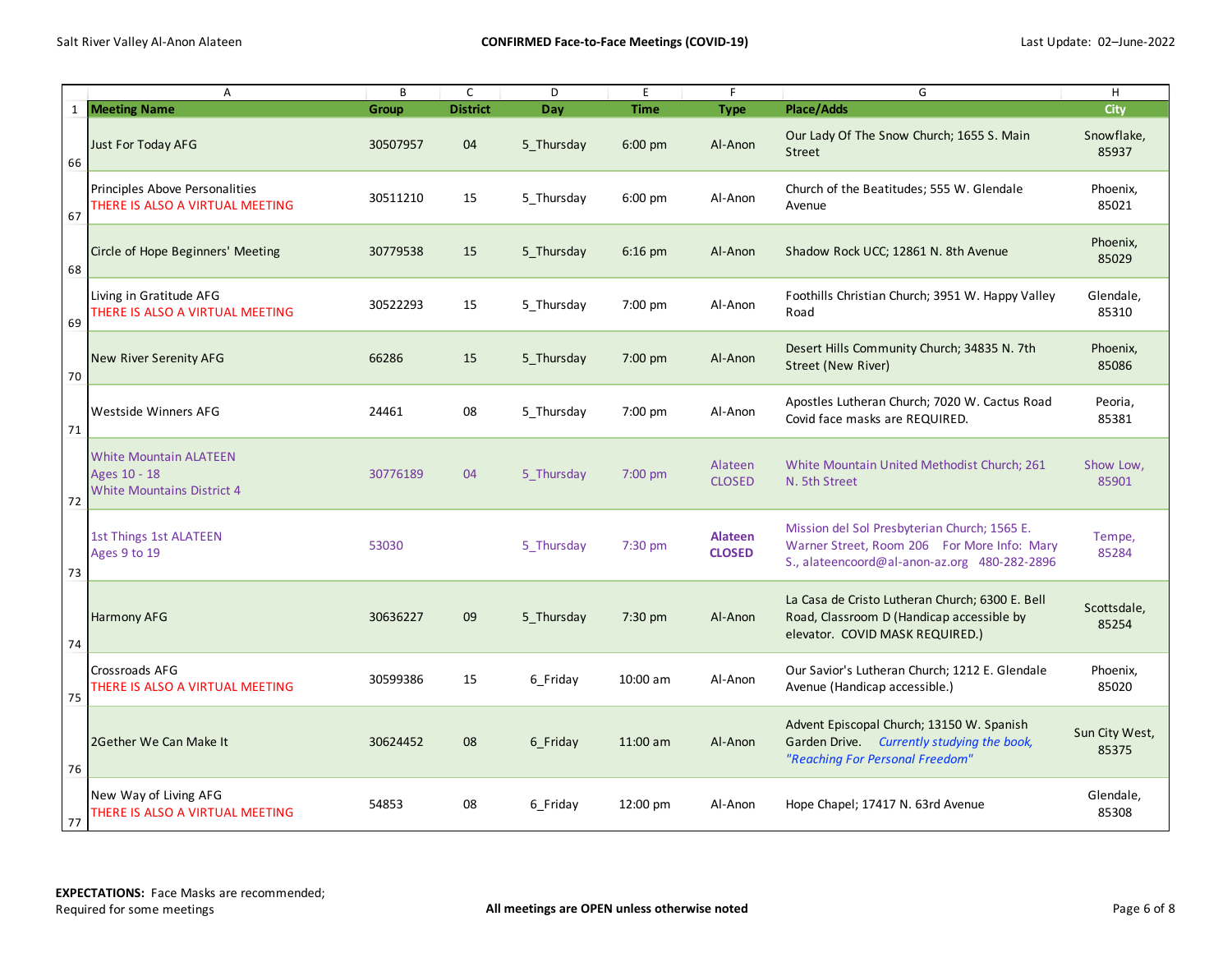| | A | B | C | D | E | F | G | H |
|---|---|---|---|---|---|---|---|---|
| 1 | **Meeting Name** | **Group** | **District** | **Day** | **Time** | **Type** | **Place/Adds** | **City** |
| 66 | Just For Today AFG | 30507957 | 04 | 5_Thursday | 6:00 pm | Al-Anon | Our Lady Of The Snow Church; 1655 S. Main Street | Snowflake, 85937 |
| 67 | Principles Above Personalities<br>THERE IS ALSO A VIRTUAL MEETING | 30511210 | 15 | 5_Thursday | 6:00 pm | Al-Anon | Church of the Beatitudes; 555 W. Glendale Avenue | Phoenix, 85021 |
| 68 | Circle of Hope Beginners' Meeting | 30779538 | 15 | 5_Thursday | 6:16 pm | Al-Anon | Shadow Rock UCC; 12861 N. 8th Avenue | Phoenix, 85029 |
| 69 | Living in Gratitude AFG<br>THERE IS ALSO A VIRTUAL MEETING | 30522293 | 15 | 5_Thursday | 7:00 pm | Al-Anon | Foothills Christian Church; 3951 W. Happy Valley Road | Glendale, 85310 |
| 70 | New River Serenity AFG | 66286 | 15 | 5_Thursday | 7:00 pm | Al-Anon | Desert Hills Community Church; 34835 N. 7th Street (New River) | Phoenix, 85086 |
| 71 | Westside Winners AFG | 24461 | 08 | 5_Thursday | 7:00 pm | Al-Anon | Apostles Lutheran Church; 7020 W. Cactus Road Covid face masks are REQUIRED. | Peoria, 85381 |
| 72 | White Mountain ALATEEN<br>Ages 10 - 18<br>White Mountains District 4 | 30776189 | 04 | 5_Thursday | 7:00 pm | Alateen CLOSED | White Mountain United Methodist Church; 261 N. 5th Street | Show Low, 85901 |
| 73 | 1st Things 1st ALATEEN<br>Ages 9 to 19 | 53030 | | 5_Thursday | 7:30 pm | **Alateen CLOSED** | Mission del Sol Presbyterian Church; 1565 E. Warner Street, Room 206 For More Info: Mary S., alateencoord@al-anon-az.org 480-282-2896 | Tempe, 85284 |
| 74 | Harmony AFG | 30636227 | 09 | 5_Thursday | 7:30 pm | Al-Anon | La Casa de Cristo Lutheran Church; 6300 E. Bell Road, Classroom D (Handicap accessible by elevator. COVID MASK REQUIRED.) | Scottsdale, 85254 |
| 75 | Crossroads AFG<br>THERE IS ALSO A VIRTUAL MEETING | 30599386 | 15 | 6_Friday | 10:00 am | Al-Anon | Our Savior's Lutheran Church; 1212 E. Glendale Avenue (Handicap accessible.) | Phoenix, 85020 |
| 76 | 2Gether We Can Make It | 30624452 | 08 | 6_Friday | 11:00 am | Al-Anon | Advent Episcopal Church; 13150 W. Spanish Garden Drive. *Currently studying the book, "Reaching For Personal Freedom"* | Sun City West, 85375 |
| 77 | New Way of Living AFG<br>THERE IS ALSO A VIRTUAL MEETING | 54853 | 08 | 6_Friday | 12:00 pm | Al-Anon | Hope Chapel; 17417 N. 63rd Avenue | Glendale, 85308 |

**EXPECTATIONS:** Face Masks are recommended; Required for some meetings

**All meetings are OPEN unless otherwise noted**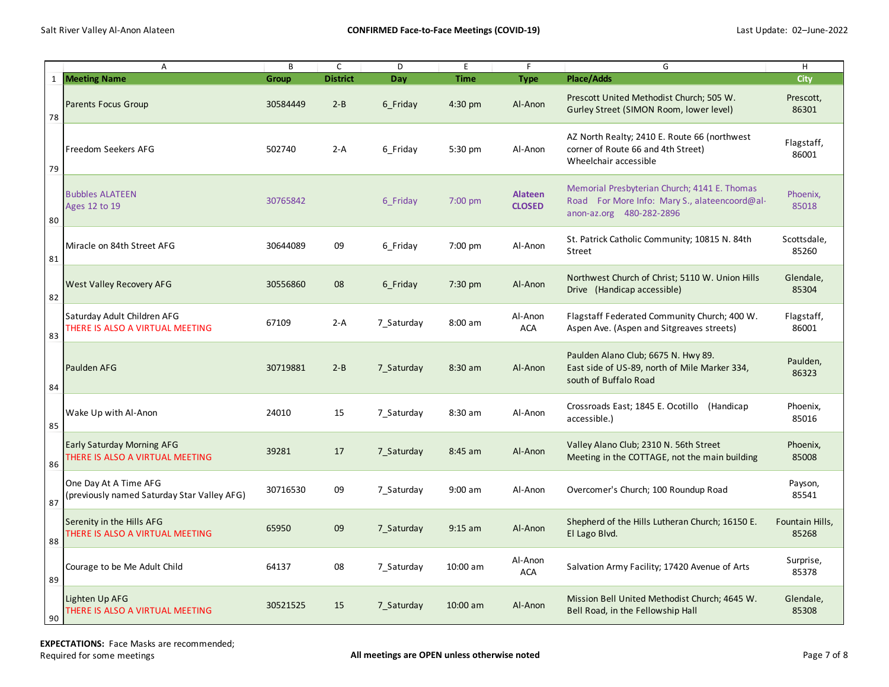| | A | B | C | D | E | F | G | H |
|---|---|---|---|---|---|---|---|---|
| 1 | **Meeting Name** | **Group** | **District** | **Day** | **Time** | **Type** | **Place/Adds** | **City** |
| 78 | Parents Focus Group | 30584449 | 2-B | 6_Friday | 4:30 pm | Al-Anon | Prescott United Methodist Church; 505 W. Gurley Street (SIMON Room, lower level) | Prescott, 86301 |
| 79 | Freedom Seekers AFG | 502740 | 2-A | 6_Friday | 5:30 pm | Al-Anon | AZ North Realty; 2410 E. Route 66 (northwest corner of Route 66 and 4th Street) Wheelchair accessible | Flagstaff, 86001 |
| 80 | Bubbles ALATEEN Ages 12 to 19 | 30765842 | | 6_Friday | 7:00 pm | **Alateen CLOSED** | Memorial Presbyterian Church; 4141 E. Thomas Road For More Info: Mary S., alateencoord@al-anon-az.org 480-282-2896 | Phoenix, 85018 |
| 81 | Miracle on 84th Street AFG | 30644089 | 09 | 6_Friday | 7:00 pm | Al-Anon | St. Patrick Catholic Community; 10815 N. 84th Street | Scottsdale, 85260 |
| 82 | West Valley Recovery AFG | 30556860 | 08 | 6_Friday | 7:30 pm | Al-Anon | Northwest Church of Christ; 5110 W. Union Hills Drive (Handicap accessible) | Glendale, 85304 |
| 83 | Saturday Adult Children AFG THERE IS ALSO A VIRTUAL MEETING | 67109 | 2-A | 7_Saturday | 8:00 am | Al-Anon ACA | Flagstaff Federated Community Church; 400 W. Aspen Ave. (Aspen and Sitgreaves streets) | Flagstaff, 86001 |
| 84 | Paulden AFG | 30719881 | 2-B | 7_Saturday | 8:30 am | Al-Anon | Paulden Alano Club; 6675 N. Hwy 89. East side of US-89, north of Mile Marker 334, south of Buffalo Road | Paulden, 86323 |
| 85 | Wake Up with Al-Anon | 24010 | 15 | 7_Saturday | 8:30 am | Al-Anon | Crossroads East; 1845 E. Ocotillo (Handicap accessible.) | Phoenix, 85016 |
| 86 | Early Saturday Morning AFG THERE IS ALSO A VIRTUAL MEETING | 39281 | 17 | 7_Saturday | 8:45 am | Al-Anon | Valley Alano Club; 2310 N. 56th Street Meeting in the COTTAGE, not the main building | Phoenix, 85008 |
| 87 | One Day At A Time AFG (previously named Saturday Star Valley AFG) | 30716530 | 09 | 7_Saturday | 9:00 am | Al-Anon | Overcomer's Church; 100 Roundup Road | Payson, 85541 |
| 88 | Serenity in the Hills AFG THERE IS ALSO A VIRTUAL MEETING | 65950 | 09 | 7_Saturday | 9:15 am | Al-Anon | Shepherd of the Hills Lutheran Church; 16150 E. El Lago Blvd. | Fountain Hills, 85268 |
| 89 | Courage to be Me Adult Child | 64137 | 08 | 7_Saturday | 10:00 am | Al-Anon ACA | Salvation Army Facility; 17420 Avenue of Arts | Surprise, 85378 |
| 90 | Lighten Up AFG THERE IS ALSO A VIRTUAL MEETING | 30521525 | 15 | 7_Saturday | 10:00 am | Al-Anon | Mission Bell United Methodist Church; 4645 W. Bell Road, in the Fellowship Hall | Glendale, 85308 |

**EXPECTATIONS:** Face Masks are recommended; Required for some meetings

**All meetings are OPEN unless otherwise noted**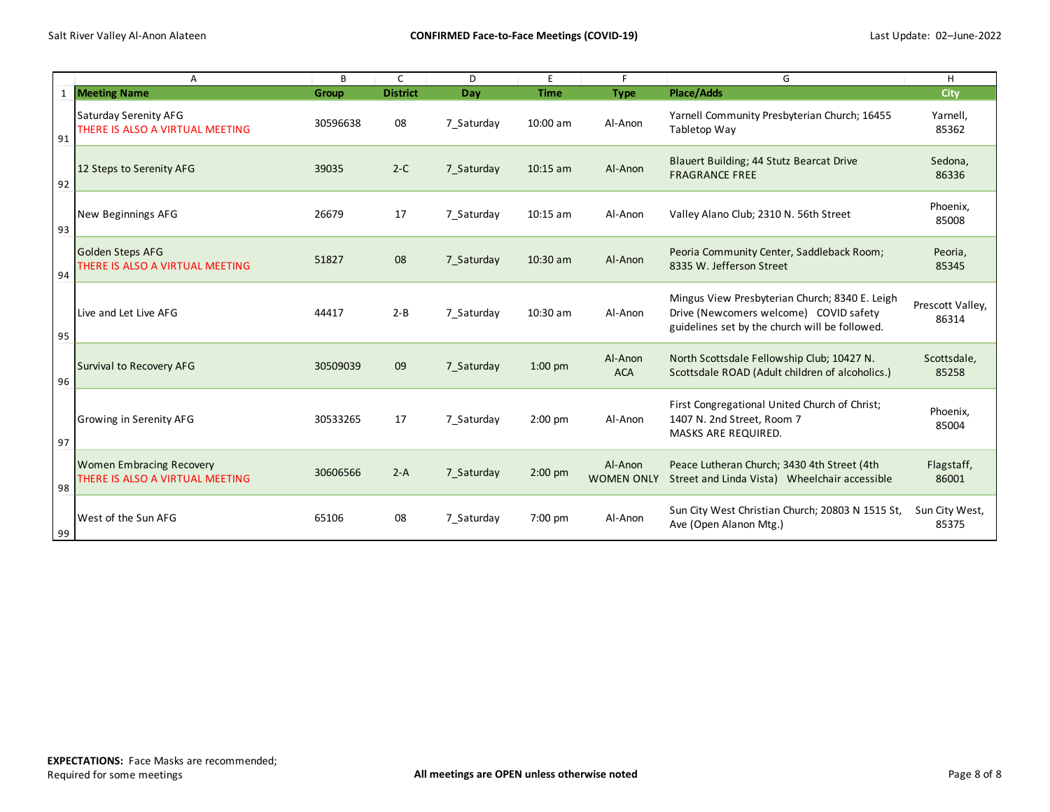**CONFIRMED Face-to-Face Meetings (COVID-19)**

Salt River Valley Al-Anon Alateen

Last Update: 02–June-2022

| | A | B | C | D | E | F | G | H |
|---|---|---|---|---|---|---|---|---|
| 1 | **Meeting Name** | **Group** | **District** | **Day** | **Time** | **Type** | **Place/Adds** | **City** |
| 91 | Saturday Serenity AFG THERE IS ALSO A VIRTUAL MEETING | 30596638 | 08 | 7_Saturday | 10:00 am | Al-Anon | Yarnell Community Presbyterian Church; 16455 Tabletop Way | Yarnell, 85362 |
| 92 | 12 Steps to Serenity AFG | 39035 | 2-C | 7_Saturday | 10:15 am | Al-Anon | Blauert Building; 44 Stutz Bearcat Drive FRAGRANCE FREE | Sedona, 86336 |
| 93 | New Beginnings AFG | 26679 | 17 | 7_Saturday | 10:15 am | Al-Anon | Valley Alano Club; 2310 N. 56th Street | Phoenix, 85008 |
| 94 | Golden Steps AFG THERE IS ALSO A VIRTUAL MEETING | 51827 | 08 | 7_Saturday | 10:30 am | Al-Anon | Peoria Community Center, Saddleback Room; 8335 W. Jefferson Street | Peoria, 85345 |
| 95 | Live and Let Live AFG | 44417 | 2-B | 7_Saturday | 10:30 am | Al-Anon | Mingus View Presbyterian Church; 8340 E. Leigh Drive (Newcomers welcome) COVID safety guidelines set by the church will be followed. | Prescott Valley, 86314 |
| 96 | Survival to Recovery AFG | 30509039 | 09 | 7_Saturday | 1:00 pm | Al-Anon ACA | North Scottsdale Fellowship Club; 10427 N. Scottsdale ROAD (Adult children of alcoholics.) | Scottsdale, 85258 |
| 97 | Growing in Serenity AFG | 30533265 | 17 | 7_Saturday | 2:00 pm | Al-Anon | First Congregational United Church of Christ; 1407 N. 2nd Street, Room 7 MASKS ARE REQUIRED. | Phoenix, 85004 |
| 98 | Women Embracing Recovery THERE IS ALSO A VIRTUAL MEETING | 30606566 | 2-A | 7_Saturday | 2:00 pm | Al-Anon WOMEN ONLY | Peace Lutheran Church; 3430 4th Street (4th Street and Linda Vista) Wheelchair accessible | Flagstaff, 86001 |
| 99 | West of the Sun AFG | 65106 | 08 | 7_Saturday | 7:00 pm | Al-Anon | Sun City West Christian Church; 20803 N 1515 St, Ave (Open Alanon Mtg.) | Sun City West, 85375 |

**EXPECTATIONS:** Face Masks are recommended; Required for some meetings

**All meetings are OPEN unless otherwise noted**